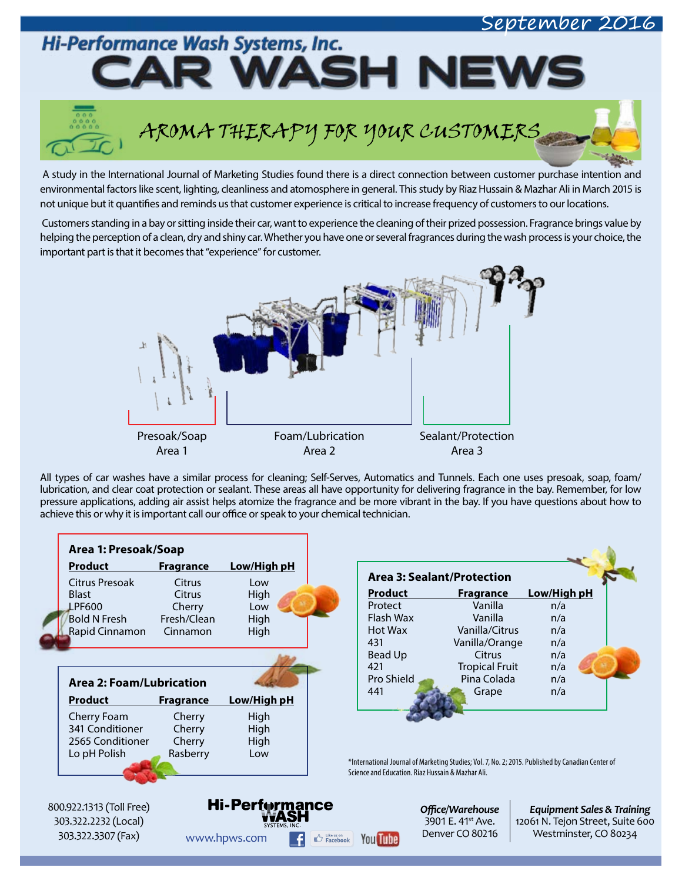September 2016

# Hi-Performance Wash Systems, Inc.
# CAR WASH NEWS

## AROMA THERAPY FOR YOUR CUSTOMERS

A study in the International Journal of Marketing Studies found there is a direct connection between customer purchase intention and environmental factors like scent, lighting, cleanliness and atomosphere in general. This study by Riaz Hussain & Mazhar Ali in March 2015 is not unique but it quantifies and reminds us that customer experience is critical to increase frequency of customers to our locations.

Customers standing in a bay or sitting inside their car, want to experience the cleaning of their prized possession. Fragrance brings value by helping the perception of a clean, dry and shiny car. Whether you have one or several fragrances during the wash process is your choice, the important part is that it becomes that "experience" for customer.

Presoak/Soap
Area 1

Foam/Lubrication
Area 2

Sealant/Protection
Area 3

All types of car washes have a similar process for cleaning; Self-Serves, Automatics and Tunnels. Each one uses presoak, soap, foam/lubrication, and clear coat protection or sealant. These areas all have opportunity for delivering fragrance in the bay. Remember, for low pressure applications, adding air assist helps atomize the fragrance and be more vibrant in the bay. If you have questions about how to achieve this or why it is important call our office or speak to your chemical technician.

### Area 1: Presoak/Soap

| Product | Fragrance | Low/High pH |
|---|---|---|
| Citrus Presoak | Citrus | Low |
| Blast | Citrus | High |
| LPF600 | Cherry | Low |
| Bold N Fresh | Fresh/Clean | High |
| Rapid Cinnamon | Cinnamon | High |

### Area 2: Foam/Lubrication

| Product | Fragrance | Low/High pH |
|---|---|---|
| Cherry Foam | Cherry | High |
| 341 Conditioner | Cherry | High |
| 2565 Conditioner | Cherry | High |
| Lo pH Polish | Rasberry | Low |

### Area 3: Sealant/Protection

| Product | Fragrance | Low/High pH |
|---|---|---|
| Protect | Vanilla | n/a |
| Flash Wax | Vanilla | n/a |
| Hot Wax | Vanilla/Citrus | n/a |
| 431 | Vanilla/Orange | n/a |
| Bead Up | Citrus | n/a |
| 421 | Tropical Fruit | n/a |
| Pro Shield | Pina Colada | n/a |
| 441 | Grape | n/a |

*International Journal of Marketing Studies; Vol. 7, No. 2; 2015. Published by Canadian Center of Science and Education. Riaz Hussain & Mazhar Ali.

800.922.1313 (Toll Free)
303.322.2232 (Local)
303.322.3307 (Fax)

Hi-Performance WASH SYSTEMS, INC.
www.hpws.com

***Office/Warehouse***
3901 E. 41st Ave.
Denver CO 80216

***Equipment Sales & Training***
12061 N. Tejon Street, Suite 600
Westminster, CO 80234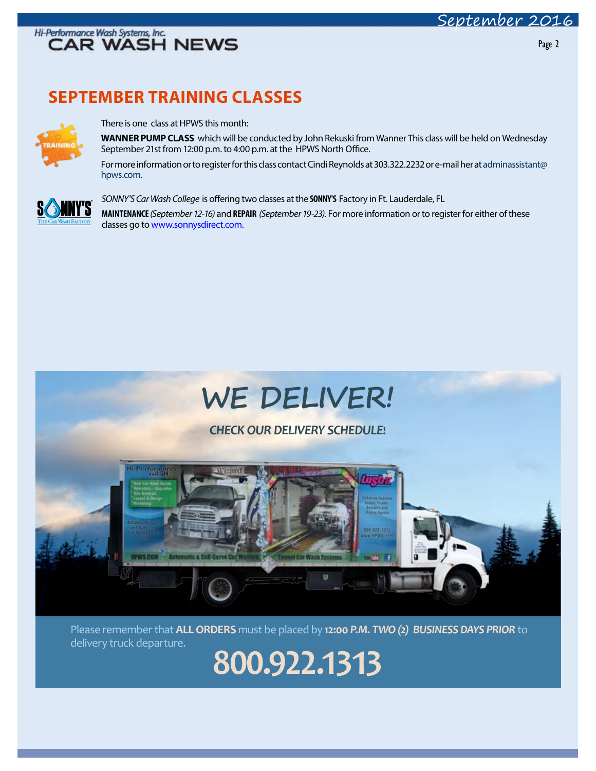## SEPTEMBER TRAINING CLASSES

There is one class at HPWS this month:

**WANNER PUMP CLASS** which will be conducted by John Rekuski from Wanner This class will be held on Wednesday September 21st from 12:00 p.m. to 4:00 p.m. at the HPWS North Office.

For more information or to register for this class contact Cindi Reynolds at 303.322.2232 or e-mail her at adminassistant@hpws.com.

*SONNY'S Car Wash College* is offering two classes at the **SONNY'S** Factory in Ft. Lauderdale, FL

**MAINTENANCE** *(September 12-16)* and **REPAIR** *(September 19-23).* For more information or to register for either of these classes go to www.sonnysdirect.com.

# WE DELIVER!

***CHECK OUR DELIVERY SCHEDULE!***

Please remember that **ALL ORDERS** must be placed by **12:00 *P.M. TWO (2) BUSINESS DAYS PRIOR*** to delivery truck departure.

**800.922.1313**